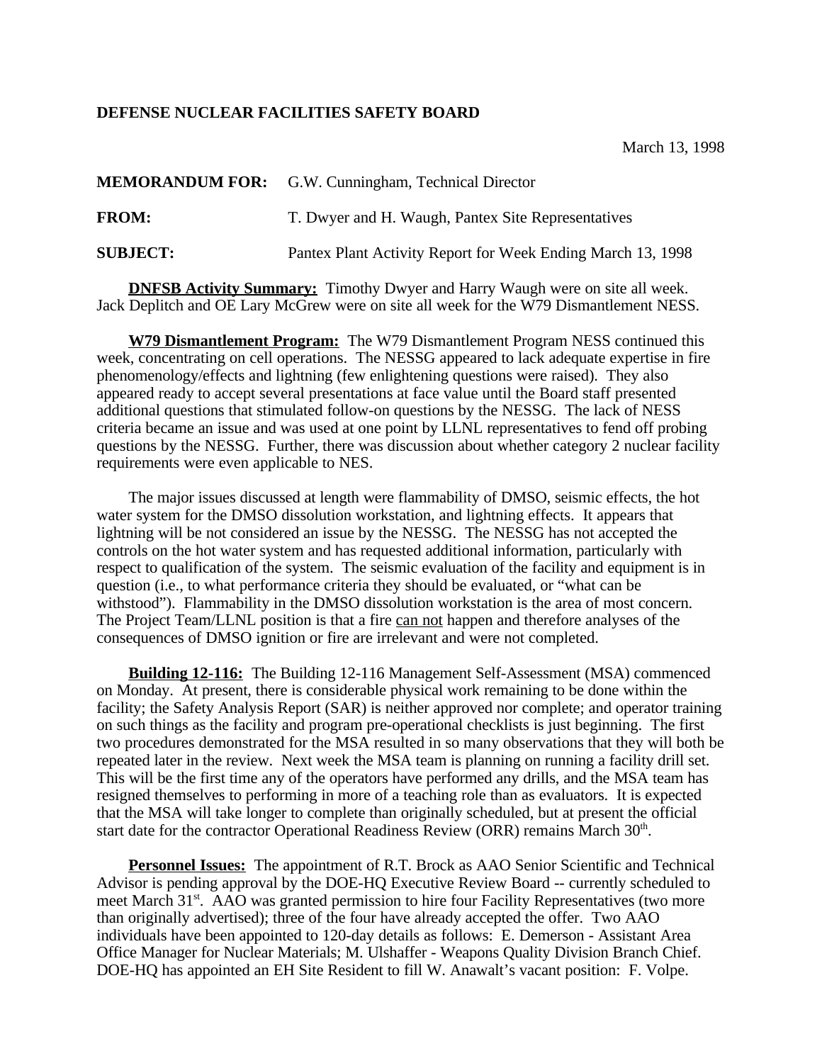**DEFENSE NUCLEAR FACILITIES SAFETY BOARD**

March 13, 1998

**MEMORANDUM FOR:** G.W. Cunningham, Technical Director

**FROM:** T. Dwyer and H. Waugh, Pantex Site Representatives

**SUBJECT:** Pantex Plant Activity Report for Week Ending March 13, 1998

**DNFSB Activity Summary:** Timothy Dwyer and Harry Waugh were on site all week. Jack Deplitch and OE Lary McGrew were on site all week for the W79 Dismantlement NESS.

**W79 Dismantlement Program:** The W79 Dismantlement Program NESS continued this week, concentrating on cell operations. The NESSG appeared to lack adequate expertise in fire phenomenology/effects and lightning (few enlightening questions were raised). They also appeared ready to accept several presentations at face value until the Board staff presented additional questions that stimulated follow-on questions by the NESSG. The lack of NESS criteria became an issue and was used at one point by LLNL representatives to fend off probing questions by the NESSG. Further, there was discussion about whether category 2 nuclear facility requirements were even applicable to NES.

The major issues discussed at length were flammability of DMSO, seismic effects, the hot water system for the DMSO dissolution workstation, and lightning effects. It appears that lightning will be not considered an issue by the NESSG. The NESSG has not accepted the controls on the hot water system and has requested additional information, particularly with respect to qualification of the system. The seismic evaluation of the facility and equipment is in question (i.e., to what performance criteria they should be evaluated, or "what can be withstood"). Flammability in the DMSO dissolution workstation is the area of most concern. The Project Team/LLNL position is that a fire can not happen and therefore analyses of the consequences of DMSO ignition or fire are irrelevant and were not completed.

**Building 12-116:** The Building 12-116 Management Self-Assessment (MSA) commenced on Monday. At present, there is considerable physical work remaining to be done within the facility; the Safety Analysis Report (SAR) is neither approved nor complete; and operator training on such things as the facility and program pre-operational checklists is just beginning. The first two procedures demonstrated for the MSA resulted in so many observations that they will both be repeated later in the review. Next week the MSA team is planning on running a facility drill set. This will be the first time any of the operators have performed any drills, and the MSA team has resigned themselves to performing in more of a teaching role than as evaluators. It is expected that the MSA will take longer to complete than originally scheduled, but at present the official start date for the contractor Operational Readiness Review (ORR) remains March 30th.

**Personnel Issues:** The appointment of R.T. Brock as AAO Senior Scientific and Technical Advisor is pending approval by the DOE-HQ Executive Review Board -- currently scheduled to meet March 31st. AAO was granted permission to hire four Facility Representatives (two more than originally advertised); three of the four have already accepted the offer. Two AAO individuals have been appointed to 120-day details as follows: E. Demerson - Assistant Area Office Manager for Nuclear Materials; M. Ulshaffer - Weapons Quality Division Branch Chief. DOE-HQ has appointed an EH Site Resident to fill W. Anawalt's vacant position: F. Volpe.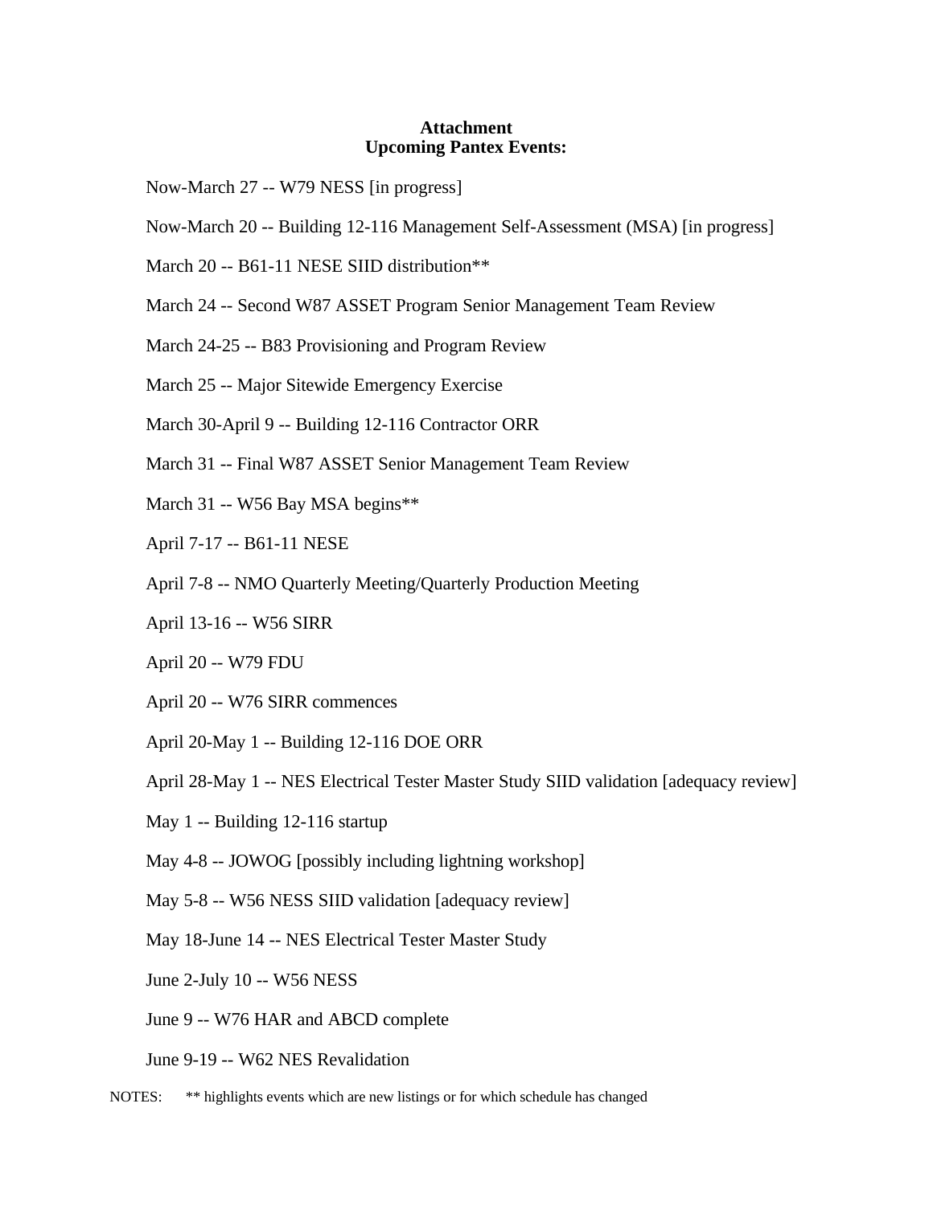**Attachment**
**Upcoming Pantex Events:**

Now-March 27 -- W79 NESS [in progress]

Now-March 20 -- Building 12-116 Management Self-Assessment (MSA) [in progress]

March 20 -- B61-11 NESE SIID distribution**

March 24 -- Second W87 ASSET Program Senior Management Team Review

March 24-25 -- B83 Provisioning and Program Review

March 25 -- Major Sitewide Emergency Exercise

March 30-April 9 -- Building 12-116 Contractor ORR

March 31 -- Final W87 ASSET Senior Management Team Review

March 31 -- W56 Bay MSA begins**

April 7-17 -- B61-11 NESE

April 7-8 -- NMO Quarterly Meeting/Quarterly Production Meeting

April 13-16 -- W56 SIRR

April 20 -- W79 FDU

April 20 -- W76 SIRR commences

April 20-May 1 -- Building 12-116 DOE ORR

April 28-May 1 -- NES Electrical Tester Master Study SIID validation [adequacy review]

May 1 -- Building 12-116 startup

May 4-8 -- JOWOG [possibly including lightning workshop]

May 5-8 -- W56 NESS SIID validation [adequacy review]

May 18-June 14 -- NES Electrical Tester Master Study

June 2-July 10 -- W56 NESS

June 9 -- W76 HAR and ABCD complete

June 9-19 -- W62 NES Revalidation

NOTES: ** highlights events which are new listings or for which schedule has changed